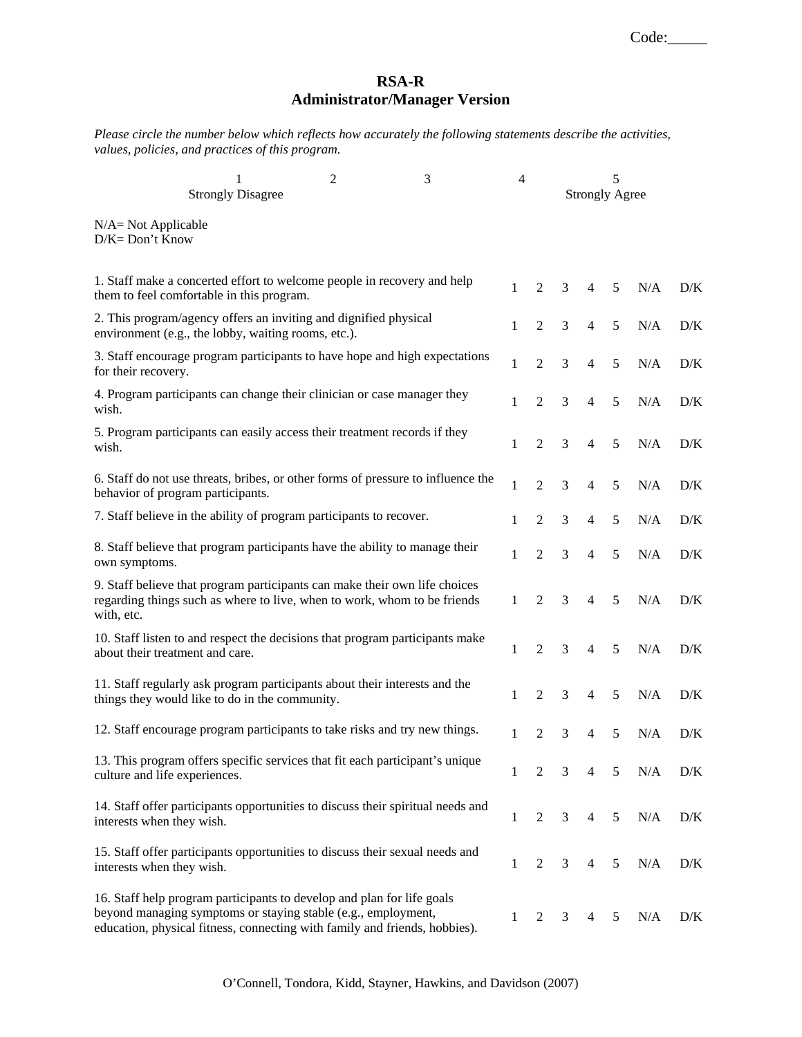Code:_____

# RSA-R
## Administrator/Manager Version

*Please circle the number below which reflects how accurately the following statements describe the activities, values, policies, and practices of this program.*

| 1 | 2 | 3 | 4 | 5 |
|---|---|---|---|---|
| Strongly Disagree | | | | Strongly Agree |

N/A= Not Applicable
D/K= Don't Know

| Statement | | | | | | | |
|---|---|---|---|---|---|---|---|
| 1. Staff make a concerted effort to welcome people in recovery and help them to feel comfortable in this program. | 1 | 2 | 3 | 4 | 5 | N/A | D/K |
| 2. This program/agency offers an inviting and dignified physical environment (e.g., the lobby, waiting rooms, etc.). | 1 | 2 | 3 | 4 | 5 | N/A | D/K |
| 3. Staff encourage program participants to have hope and high expectations for their recovery. | 1 | 2 | 3 | 4 | 5 | N/A | D/K |
| 4. Program participants can change their clinician or case manager they wish. | 1 | 2 | 3 | 4 | 5 | N/A | D/K |
| 5. Program participants can easily access their treatment records if they wish. | 1 | 2 | 3 | 4 | 5 | N/A | D/K |
| 6. Staff do not use threats, bribes, or other forms of pressure to influence the behavior of program participants. | 1 | 2 | 3 | 4 | 5 | N/A | D/K |
| 7. Staff believe in the ability of program participants to recover. | 1 | 2 | 3 | 4 | 5 | N/A | D/K |
| 8. Staff believe that program participants have the ability to manage their own symptoms. | 1 | 2 | 3 | 4 | 5 | N/A | D/K |
| 9. Staff believe that program participants can make their own life choices regarding things such as where to live, when to work, whom to be friends with, etc. | 1 | 2 | 3 | 4 | 5 | N/A | D/K |
| 10. Staff listen to and respect the decisions that program participants make about their treatment and care. | 1 | 2 | 3 | 4 | 5 | N/A | D/K |
| 11. Staff regularly ask program participants about their interests and the things they would like to do in the community. | 1 | 2 | 3 | 4 | 5 | N/A | D/K |
| 12. Staff encourage program participants to take risks and try new things. | 1 | 2 | 3 | 4 | 5 | N/A | D/K |
| 13. This program offers specific services that fit each participant's unique culture and life experiences. | 1 | 2 | 3 | 4 | 5 | N/A | D/K |
| 14. Staff offer participants opportunities to discuss their spiritual needs and interests when they wish. | 1 | 2 | 3 | 4 | 5 | N/A | D/K |
| 15. Staff offer participants opportunities to discuss their sexual needs and interests when they wish. | 1 | 2 | 3 | 4 | 5 | N/A | D/K |
| 16. Staff help program participants to develop and plan for life goals beyond managing symptoms or staying stable (e.g., employment, education, physical fitness, connecting with family and friends, hobbies). | 1 | 2 | 3 | 4 | 5 | N/A | D/K |

O'Connell, Tondora, Kidd, Stayner, Hawkins, and Davidson (2007)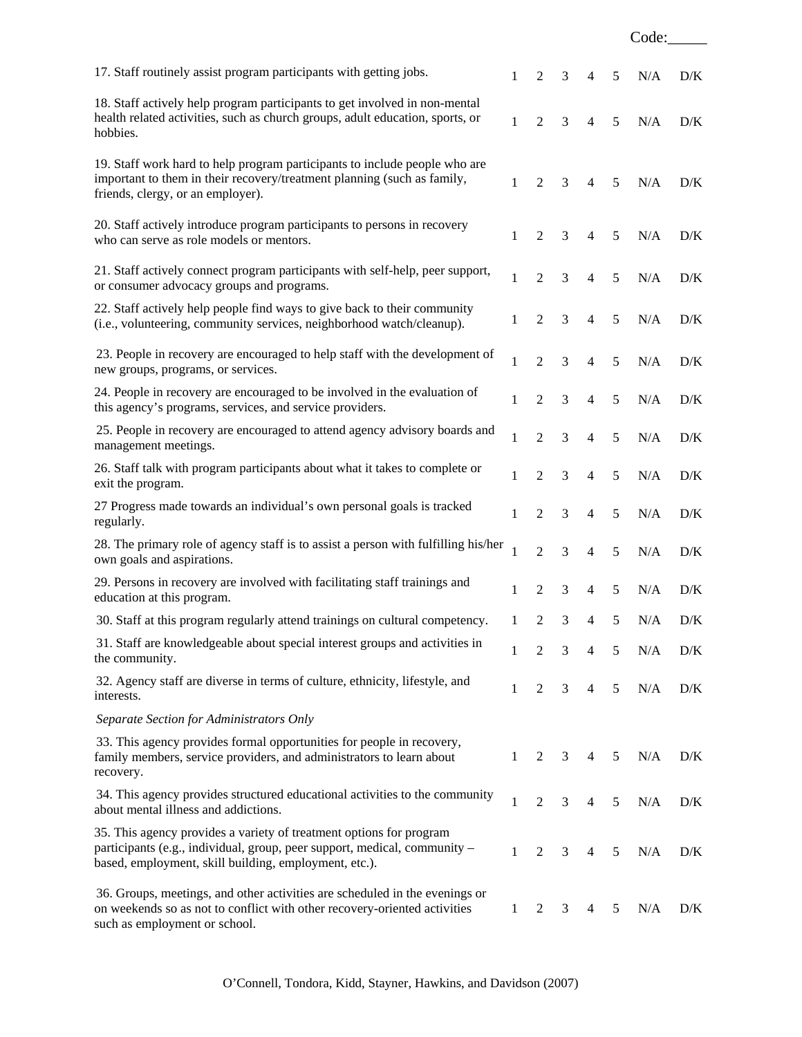Code:_____

| | | | | | | | |
|---|---|---|---|---|---|---|---|
| 17. Staff routinely assist program participants with getting jobs. | 1 | 2 | 3 | 4 | 5 | N/A | D/K |
| 18. Staff actively help program participants to get involved in non-mental health related activities, such as church groups, adult education, sports, or hobbies. | 1 | 2 | 3 | 4 | 5 | N/A | D/K |
| 19. Staff work hard to help program participants to include people who are important to them in their recovery/treatment planning (such as family, friends, clergy, or an employer). | 1 | 2 | 3 | 4 | 5 | N/A | D/K |
| 20. Staff actively introduce program participants to persons in recovery who can serve as role models or mentors. | 1 | 2 | 3 | 4 | 5 | N/A | D/K |
| 21. Staff actively connect program participants with self-help, peer support, or consumer advocacy groups and programs. | 1 | 2 | 3 | 4 | 5 | N/A | D/K |
| 22. Staff actively help people find ways to give back to their community (i.e., volunteering, community services, neighborhood watch/cleanup). | 1 | 2 | 3 | 4 | 5 | N/A | D/K |
| 23. People in recovery are encouraged to help staff with the development of new groups, programs, or services. | 1 | 2 | 3 | 4 | 5 | N/A | D/K |
| 24. People in recovery are encouraged to be involved in the evaluation of this agency's programs, services, and service providers. | 1 | 2 | 3 | 4 | 5 | N/A | D/K |
| 25. People in recovery are encouraged to attend agency advisory boards and management meetings. | 1 | 2 | 3 | 4 | 5 | N/A | D/K |
| 26. Staff talk with program participants about what it takes to complete or exit the program. | 1 | 2 | 3 | 4 | 5 | N/A | D/K |
| 27 Progress made towards an individual's own personal goals is tracked regularly. | 1 | 2 | 3 | 4 | 5 | N/A | D/K |
| 28. The primary role of agency staff is to assist a person with fulfilling his/her own goals and aspirations. | 1 | 2 | 3 | 4 | 5 | N/A | D/K |
| 29. Persons in recovery are involved with facilitating staff trainings and education at this program. | 1 | 2 | 3 | 4 | 5 | N/A | D/K |
| 30. Staff at this program regularly attend trainings on cultural competency. | 1 | 2 | 3 | 4 | 5 | N/A | D/K |
| 31. Staff are knowledgeable about special interest groups and activities in the community. | 1 | 2 | 3 | 4 | 5 | N/A | D/K |
| 32. Agency staff are diverse in terms of culture, ethnicity, lifestyle, and interests. | 1 | 2 | 3 | 4 | 5 | N/A | D/K |
| *Separate Section for Administrators Only* | | | | | | | |
| 33. This agency provides formal opportunities for people in recovery, family members, service providers, and administrators to learn about recovery. | 1 | 2 | 3 | 4 | 5 | N/A | D/K |
| 34. This agency provides structured educational activities to the community about mental illness and addictions. | 1 | 2 | 3 | 4 | 5 | N/A | D/K |
| 35. This agency provides a variety of treatment options for program participants (e.g., individual, group, peer support, medical, community – based, employment, skill building, employment, etc.). | 1 | 2 | 3 | 4 | 5 | N/A | D/K |
| 36. Groups, meetings, and other activities are scheduled in the evenings or on weekends so as not to conflict with other recovery-oriented activities such as employment or school. | 1 | 2 | 3 | 4 | 5 | N/A | D/K |

O'Connell, Tondora, Kidd, Stayner, Hawkins, and Davidson (2007)